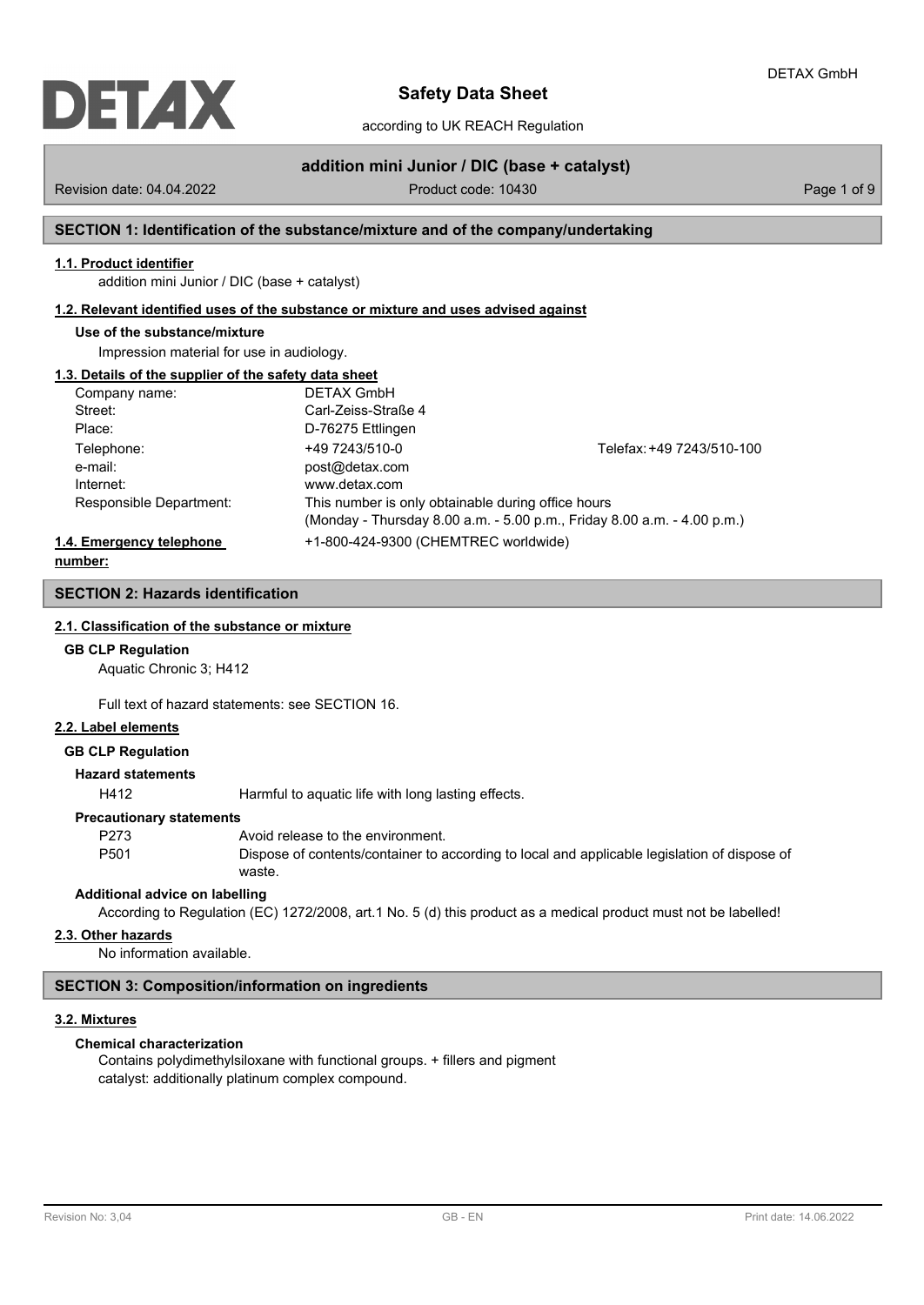# Safety Data Sheet

according to UK REACH Regulation

## addition mini Junior / DIC (base + catalyst)

Revision date: 04.04.2022 Product code: 10430

## SECTION 1: Identification of the substance/mixture and of the company/undertaking

### 1.1. Product identifier

addition mini Junior / DIC (base + catalyst)

### 1.2. Relevant identified uses of the substance or mixture and uses advised against

**Use of the substance/mixture**

Impression material for use in audiology.

### 1.3. Details of the supplier of the safety data sheet

| | | |
|---|---|---|
| Company name: | DETAX GmbH | |
| Street: | Carl-Zeiss-Straße 4 | |
| Place: | D-76275 Ettlingen | |
| Telephone: | +49 7243/510-0 | Telefax: +49 7243/510-100 |
| e-mail: | post@detax.com | |
| Internet: | www.detax.com | |
| Responsible Department: | This number is only obtainable during office hours (Monday - Thursday 8.00 a.m. - 5.00 p.m., Friday 8.00 a.m. - 4.00 p.m.) | |

### 1.4. Emergency telephone number:

+1-800-424-9300 (CHEMTREC worldwide)

## SECTION 2: Hazards identification

### 2.1. Classification of the substance or mixture

**GB CLP Regulation**

Aquatic Chronic 3; H412

Full text of hazard statements: see SECTION 16.

### 2.2. Label elements

**GB CLP Regulation**

**Hazard statements**

H412 Harmful to aquatic life with long lasting effects.

**Precautionary statements**

P273 Avoid release to the environment.

P501 Dispose of contents/container to according to local and applicable legislation of dispose of waste.

**Additional advice on labelling**

According to Regulation (EC) 1272/2008, art.1 No. 5 (d) this product as a medical product must not be labelled!

### 2.3. Other hazards

No information available.

## SECTION 3: Composition/information on ingredients

### 3.2. Mixtures

**Chemical characterization**

Contains polydimethylsiloxane with functional groups. + fillers and pigment
catalyst: additionally platinum complex compound.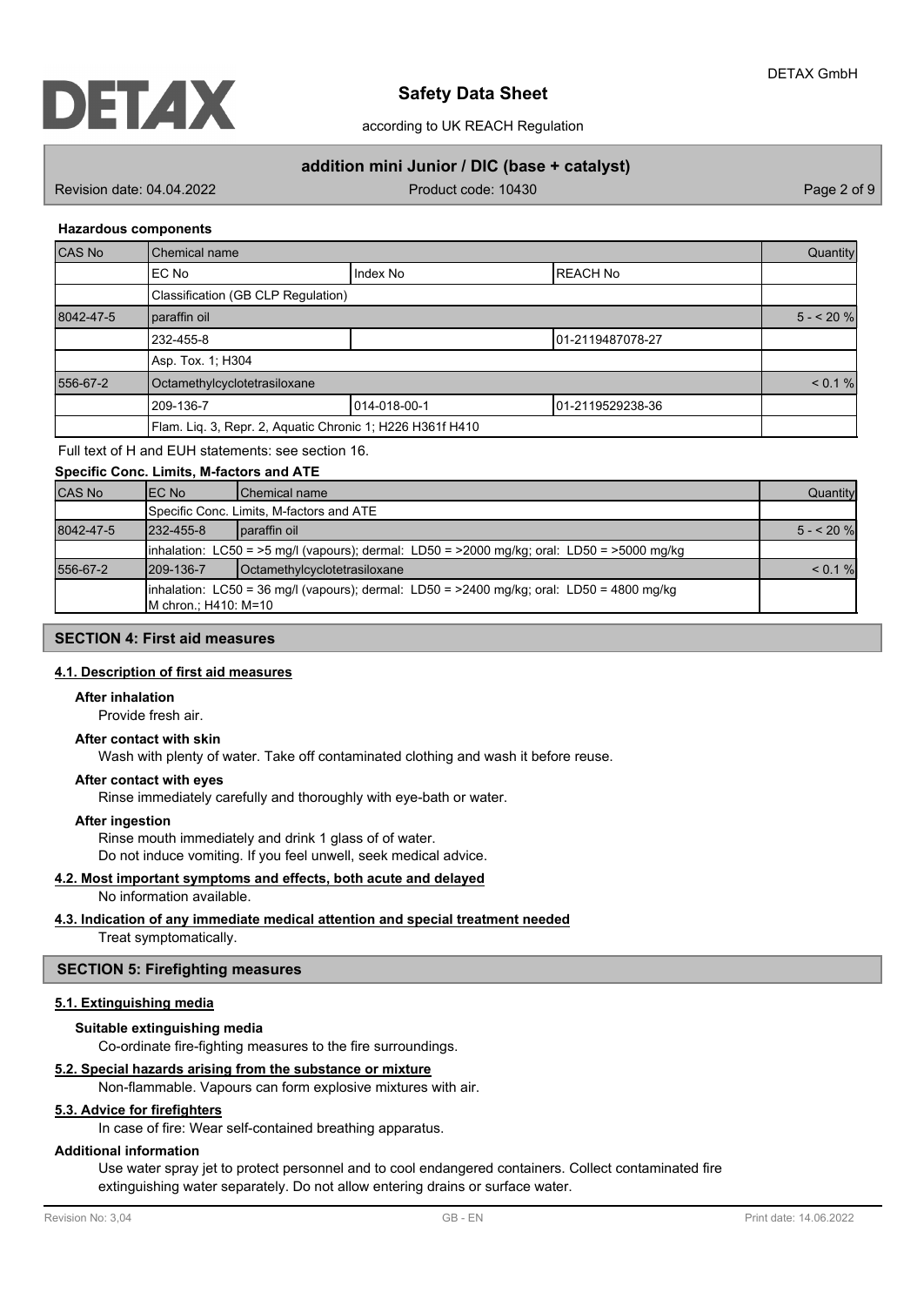**Hazardous components**

| CAS No | Chemical name | | | Quantity |
|---|---|---|---|---|
| | EC No | Index No | REACH No | |
| | Classification (GB CLP Regulation) | | | |
| 8042-47-5 | paraffin oil | | | 5 - < 20 % |
| | 232-455-8 | | 01-2119487078-27 | |
| | Asp. Tox. 1; H304 | | | |
| 556-67-2 | Octamethylcyclotetrasiloxane | | | < 0.1 % |
| | 209-136-7 | 014-018-00-1 | 01-2119529238-36 | |
| | Flam. Liq. 3, Repr. 2, Aquatic Chronic 1; H226 H361f H410 | | | |

Full text of H and EUH statements: see section 16.

**Specific Conc. Limits, M-factors and ATE**

| CAS No | EC No | Chemical name | Quantity |
|---|---|---|---|
| | Specific Conc. Limits, M-factors and ATE | | |
| 8042-47-5 | 232-455-8 | paraffin oil | 5 - < 20 % |
| | inhalation: LC50 = >5 mg/l (vapours); dermal: LD50 = >2000 mg/kg; oral: LD50 = >5000 mg/kg | | |
| 556-67-2 | 209-136-7 | Octamethylcyclotetrasiloxane | < 0.1 % |
| | inhalation: LC50 = 36 mg/l (vapours); dermal: LD50 = >2400 mg/kg; oral: LD50 = 4800 mg/kg M chron.; H410: M=10 | | |

## SECTION 4: First aid measures

### 4.1. Description of first aid measures

**After inhalation**

Provide fresh air.

**After contact with skin**

Wash with plenty of water. Take off contaminated clothing and wash it before reuse.

**After contact with eyes**

Rinse immediately carefully and thoroughly with eye-bath or water.

**After ingestion**

Rinse mouth immediately and drink 1 glass of of water.
Do not induce vomiting. If you feel unwell, seek medical advice.

### 4.2. Most important symptoms and effects, both acute and delayed

No information available.

### 4.3. Indication of any immediate medical attention and special treatment needed

Treat symptomatically.

## SECTION 5: Firefighting measures

### 5.1. Extinguishing media

**Suitable extinguishing media**

Co-ordinate fire-fighting measures to the fire surroundings.

### 5.2. Special hazards arising from the substance or mixture

Non-flammable. Vapours can form explosive mixtures with air.

### 5.3. Advice for firefighters

In case of fire: Wear self-contained breathing apparatus.

**Additional information**

Use water spray jet to protect personnel and to cool endangered containers. Collect contaminated fire extinguishing water separately. Do not allow entering drains or surface water.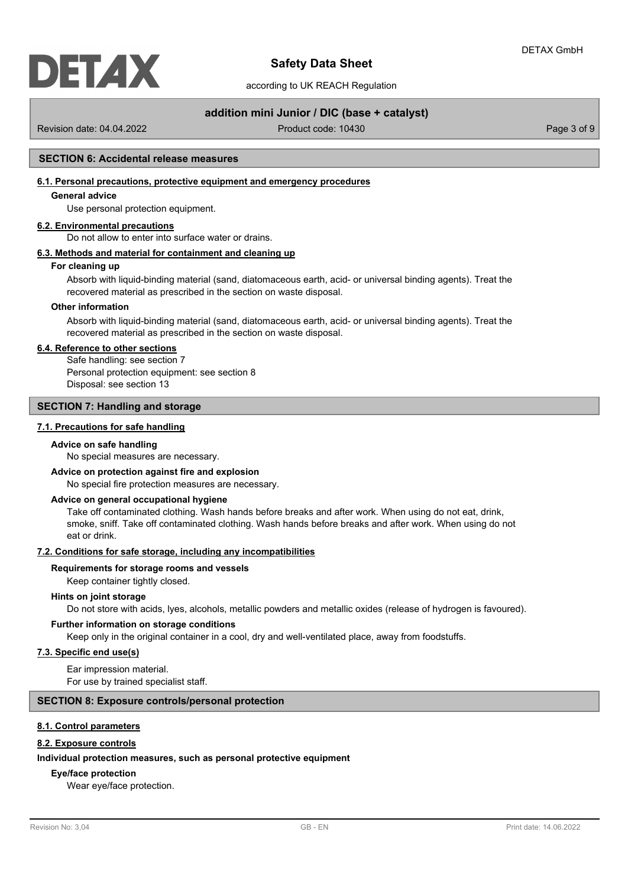## SECTION 6: Accidental release measures

### 6.1. Personal precautions, protective equipment and emergency procedures

**General advice**

Use personal protection equipment.

### 6.2. Environmental precautions

Do not allow to enter into surface water or drains.

### 6.3. Methods and material for containment and cleaning up

**For cleaning up**

Absorb with liquid-binding material (sand, diatomaceous earth, acid- or universal binding agents). Treat the recovered material as prescribed in the section on waste disposal.

**Other information**

Absorb with liquid-binding material (sand, diatomaceous earth, acid- or universal binding agents). Treat the recovered material as prescribed in the section on waste disposal.

### 6.4. Reference to other sections

Safe handling: see section 7
Personal protection equipment: see section 8
Disposal: see section 13

## SECTION 7: Handling and storage

### 7.1. Precautions for safe handling

**Advice on safe handling**

No special measures are necessary.

**Advice on protection against fire and explosion**

No special fire protection measures are necessary.

**Advice on general occupational hygiene**

Take off contaminated clothing. Wash hands before breaks and after work. When using do not eat, drink, smoke, sniff. Take off contaminated clothing. Wash hands before breaks and after work. When using do not eat or drink.

### 7.2. Conditions for safe storage, including any incompatibilities

**Requirements for storage rooms and vessels**

Keep container tightly closed.

**Hints on joint storage**

Do not store with acids, lyes, alcohols, metallic powders and metallic oxides (release of hydrogen is favoured).

**Further information on storage conditions**

Keep only in the original container in a cool, dry and well-ventilated place, away from foodstuffs.

### 7.3. Specific end use(s)

Ear impression material.
For use by trained specialist staff.

## SECTION 8: Exposure controls/personal protection

### 8.1. Control parameters

### 8.2. Exposure controls

**Individual protection measures, such as personal protective equipment**

**Eye/face protection**

Wear eye/face protection.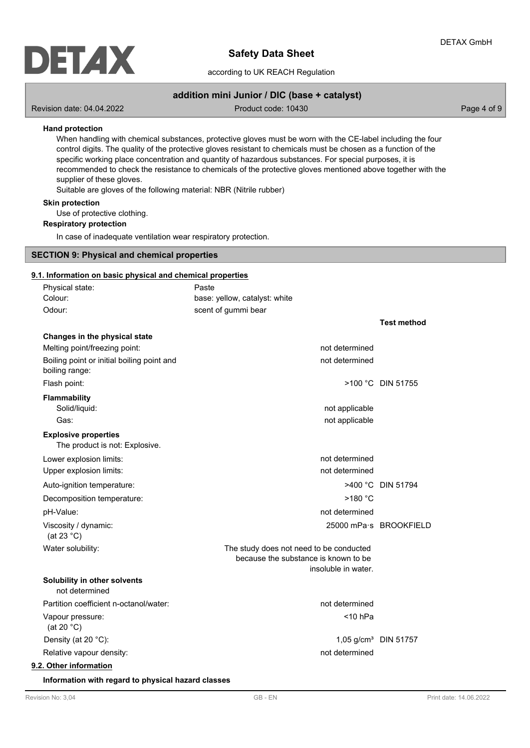**Hand protection**

When handling with chemical substances, protective gloves must be worn with the CE-label including the four control digits. The quality of the protective gloves resistant to chemicals must be chosen as a function of the specific working place concentration and quantity of hazardous substances. For special purposes, it is recommended to check the resistance to chemicals of the protective gloves mentioned above together with the supplier of these gloves.

Suitable are gloves of the following material: NBR (Nitrile rubber)

**Skin protection**

Use of protective clothing.

**Respiratory protection**

In case of inadequate ventilation wear respiratory protection.

## SECTION 9: Physical and chemical properties

### 9.1. Information on basic physical and chemical properties

| | | |
|---|---|---|
| Physical state: | Paste | |
| Colour: | base: yellow, catalyst: white | |
| Odour: | scent of gummi bear | |
| | | **Test method** |
| **Changes in the physical state** | | |
| Melting point/freezing point: | not determined | |
| Boiling point or initial boiling point and boiling range: | not determined | |
| Flash point: | >100 °C | DIN 51755 |
| **Flammability** | | |
| Solid/liquid: | not applicable | |
| Gas: | not applicable | |
| **Explosive properties** The product is not: Explosive. | | |
| Lower explosion limits: | not determined | |
| Upper explosion limits: | not determined | |
| Auto-ignition temperature: | >400 °C | DIN 51794 |
| Decomposition temperature: | >180 °C | |
| pH-Value: | not determined | |
| Viscosity / dynamic: (at 23 °C) | 25000 mPa·s | BROOKFIELD |
| Water solubility: | The study does not need to be conducted because the substance is known to be insoluble in water. | |
| **Solubility in other solvents** not determined | | |
| Partition coefficient n-octanol/water: | not determined | |
| Vapour pressure: (at 20 °C) | <10 hPa | |
| Density (at 20 °C): | 1,05 g/cm³ | DIN 51757 |
| Relative vapour density: | not determined | |

### 9.2. Other information

**Information with regard to physical hazard classes**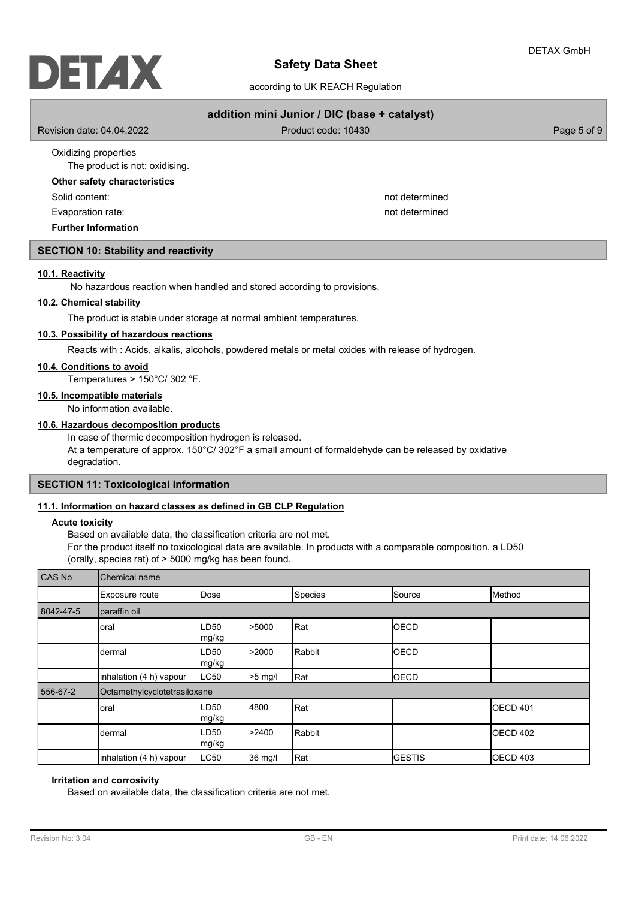Oxidizing properties

The product is not: oxidising.

**Other safety characteristics**

Solid content: not determined

Evaporation rate: not determined

**Further Information**

## SECTION 10: Stability and reactivity

### 10.1. Reactivity

No hazardous reaction when handled and stored according to provisions.

### 10.2. Chemical stability

The product is stable under storage at normal ambient temperatures.

### 10.3. Possibility of hazardous reactions

Reacts with : Acids, alkalis, alcohols, powdered metals or metal oxides with release of hydrogen.

### 10.4. Conditions to avoid

Temperatures > 150°C/ 302 °F.

### 10.5. Incompatible materials

No information available.

### 10.6. Hazardous decomposition products

In case of thermic decomposition hydrogen is released.
At a temperature of approx. 150°C/ 302°F a small amount of formaldehyde can be released by oxidative degradation.

## SECTION 11: Toxicological information

### 11.1. Information on hazard classes as defined in GB CLP Regulation

**Acute toxicity**

Based on available data, the classification criteria are not met.
For the product itself no toxicological data are available. In products with a comparable composition, a LD50 (orally, species rat) of > 5000 mg/kg has been found.

| CAS No | Chemical name | | | | | |
|---|---|---|---|---|---|---|
| | Exposure route | Dose | | Species | Source | Method |
| 8042-47-5 | paraffin oil | | | | | |
| | oral | LD50 mg/kg | >5000 | Rat | OECD | |
| | dermal | LD50 mg/kg | >2000 | Rabbit | OECD | |
| | inhalation (4 h) vapour | LC50 | >5 mg/l | Rat | OECD | |
| 556-67-2 | Octamethylcyclotetrasiloxane | | | | | |
| | oral | LD50 mg/kg | 4800 | Rat | | OECD 401 |
| | dermal | LD50 mg/kg | >2400 | Rabbit | | OECD 402 |
| | inhalation (4 h) vapour | LC50 | 36 mg/l | Rat | GESTIS | OECD 403 |

**Irritation and corrosivity**

Based on available data, the classification criteria are not met.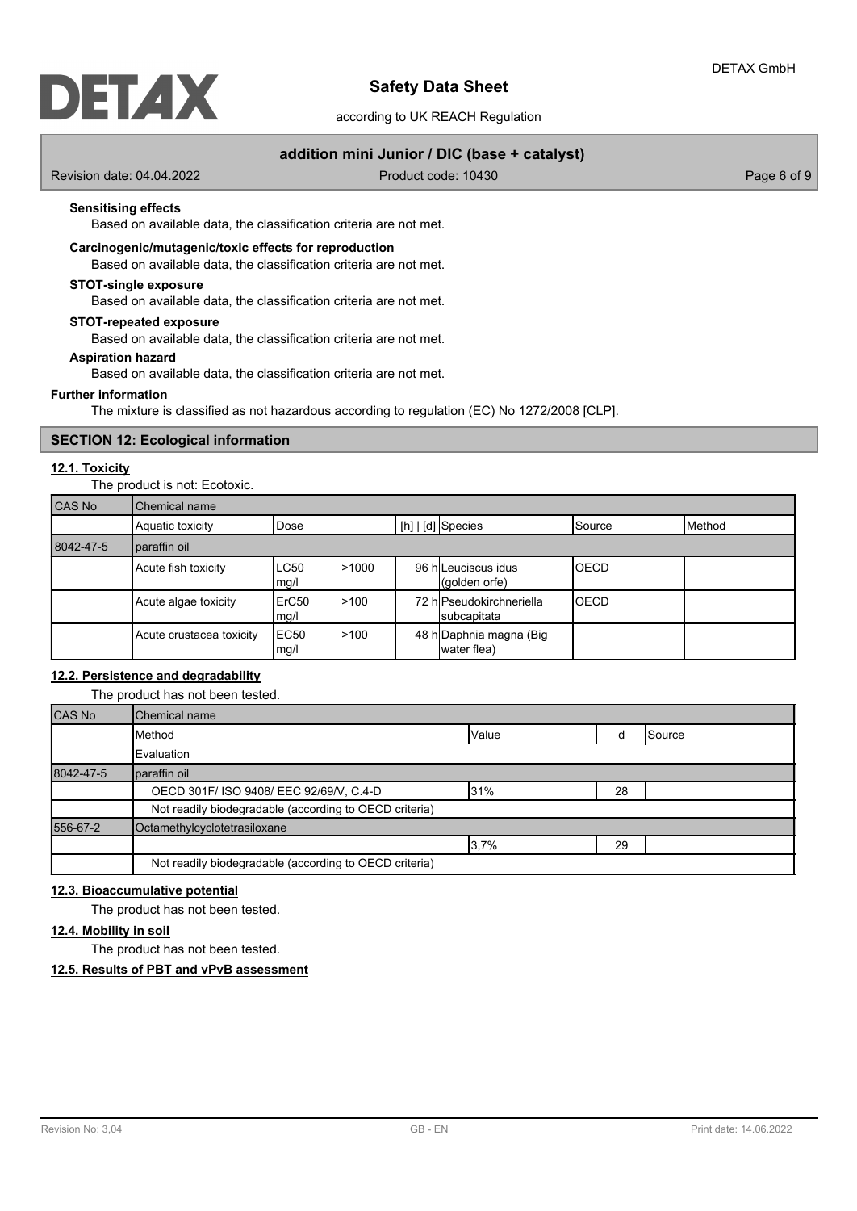**Sensitising effects**

Based on available data, the classification criteria are not met.

**Carcinogenic/mutagenic/toxic effects for reproduction**

Based on available data, the classification criteria are not met.

**STOT-single exposure**

Based on available data, the classification criteria are not met.

**STOT-repeated exposure**

Based on available data, the classification criteria are not met.

**Aspiration hazard**

Based on available data, the classification criteria are not met.

**Further information**

The mixture is classified as not hazardous according to regulation (EC) No 1272/2008 [CLP].

## SECTION 12: Ecological information

### 12.1. Toxicity

The product is not: Ecotoxic.

| CAS No | Chemical name | | | | | | |
|---|---|---|---|---|---|---|---|
| | Aquatic toxicity | Dose | | [h] \| [d] | Species | Source | Method |
| 8042-47-5 | paraffin oil | | | | | | |
| | Acute fish toxicity | LC50 mg/l | >1000 | 96 h | Leuciscus idus (golden orfe) | OECD | |
| | Acute algae toxicity | ErC50 mg/l | >100 | 72 h | Pseudokirchneriella subcapitata | OECD | |
| | Acute crustacea toxicity | EC50 mg/l | >100 | 48 h | Daphnia magna (Big water flea) | | |

### 12.2. Persistence and degradability

The product has not been tested.

| CAS No | Chemical name | | | |
|---|---|---|---|---|
| | Method | Value | d | Source |
| | Evaluation | | | |
| 8042-47-5 | paraffin oil | | | |
| | OECD 301F/ ISO 9408/ EEC 92/69/V, C.4-D | 31% | 28 | |
| | Not readily biodegradable (according to OECD criteria) | | | |
| 556-67-2 | Octamethylcyclotetrasiloxane | | | |
| | | 3,7% | 29 | |
| | Not readily biodegradable (according to OECD criteria) | | | |

### 12.3. Bioaccumulative potential

The product has not been tested.

### 12.4. Mobility in soil

The product has not been tested.

### 12.5. Results of PBT and vPvB assessment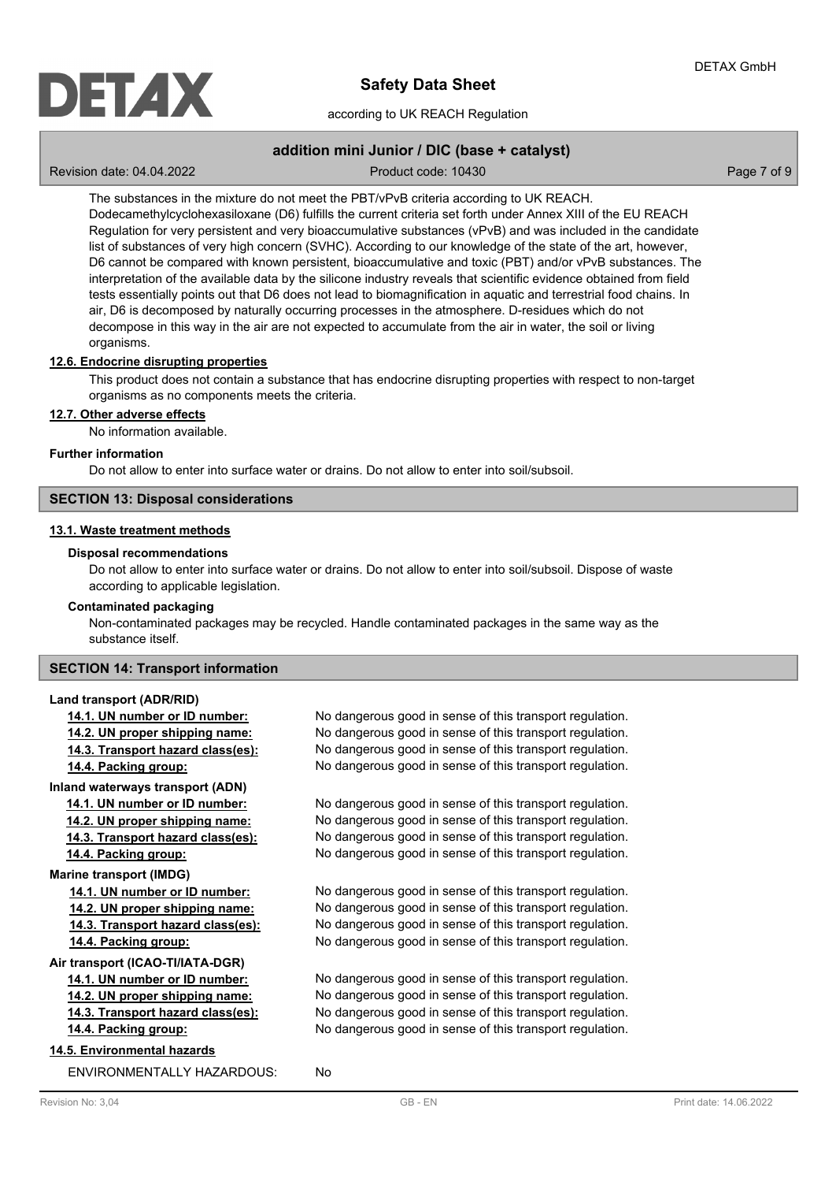The substances in the mixture do not meet the PBT/vPvB criteria according to UK REACH.
Dodecamethylcyclohexasiloxane (D6) fulfills the current criteria set forth under Annex XIII of the EU REACH Regulation for very persistent and very bioaccumulative substances (vPvB) and was included in the candidate list of substances of very high concern (SVHC). According to our knowledge of the state of the art, however, D6 cannot be compared with known persistent, bioaccumulative and toxic (PBT) and/or vPvB substances. The interpretation of the available data by the silicone industry reveals that scientific evidence obtained from field tests essentially points out that D6 does not lead to biomagnification in aquatic and terrestrial food chains. In air, D6 is decomposed by naturally occurring processes in the atmosphere. D-residues which do not decompose in this way in the air are not expected to accumulate from the air in water, the soil or living organisms.

**12.6. Endocrine disrupting properties**

This product does not contain a substance that has endocrine disrupting properties with respect to non-target organisms as no components meets the criteria.

**12.7. Other adverse effects**

No information available.

**Further information**

Do not allow to enter into surface water or drains. Do not allow to enter into soil/subsoil.

## SECTION 13: Disposal considerations

**13.1. Waste treatment methods**

**Disposal recommendations**

Do not allow to enter into surface water or drains. Do not allow to enter into soil/subsoil. Dispose of waste according to applicable legislation.

**Contaminated packaging**

Non-contaminated packages may be recycled. Handle contaminated packages in the same way as the substance itself.

## SECTION 14: Transport information

**Land transport (ADR/RID)**

| | |
|---|---|
| **14.1. UN number or ID number:** | No dangerous good in sense of this transport regulation. |
| **14.2. UN proper shipping name:** | No dangerous good in sense of this transport regulation. |
| **14.3. Transport hazard class(es):** | No dangerous good in sense of this transport regulation. |
| **14.4. Packing group:** | No dangerous good in sense of this transport regulation. |

**Inland waterways transport (ADN)**

| | |
|---|---|
| **14.1. UN number or ID number:** | No dangerous good in sense of this transport regulation. |
| **14.2. UN proper shipping name:** | No dangerous good in sense of this transport regulation. |
| **14.3. Transport hazard class(es):** | No dangerous good in sense of this transport regulation. |
| **14.4. Packing group:** | No dangerous good in sense of this transport regulation. |

**Marine transport (IMDG)**

| | |
|---|---|
| **14.1. UN number or ID number:** | No dangerous good in sense of this transport regulation. |
| **14.2. UN proper shipping name:** | No dangerous good in sense of this transport regulation. |
| **14.3. Transport hazard class(es):** | No dangerous good in sense of this transport regulation. |
| **14.4. Packing group:** | No dangerous good in sense of this transport regulation. |

**Air transport (ICAO-TI/IATA-DGR)**

| | |
|---|---|
| **14.1. UN number or ID number:** | No dangerous good in sense of this transport regulation. |
| **14.2. UN proper shipping name:** | No dangerous good in sense of this transport regulation. |
| **14.3. Transport hazard class(es):** | No dangerous good in sense of this transport regulation. |
| **14.4. Packing group:** | No dangerous good in sense of this transport regulation. |

**14.5. Environmental hazards**

ENVIRONMENTALLY HAZARDOUS: No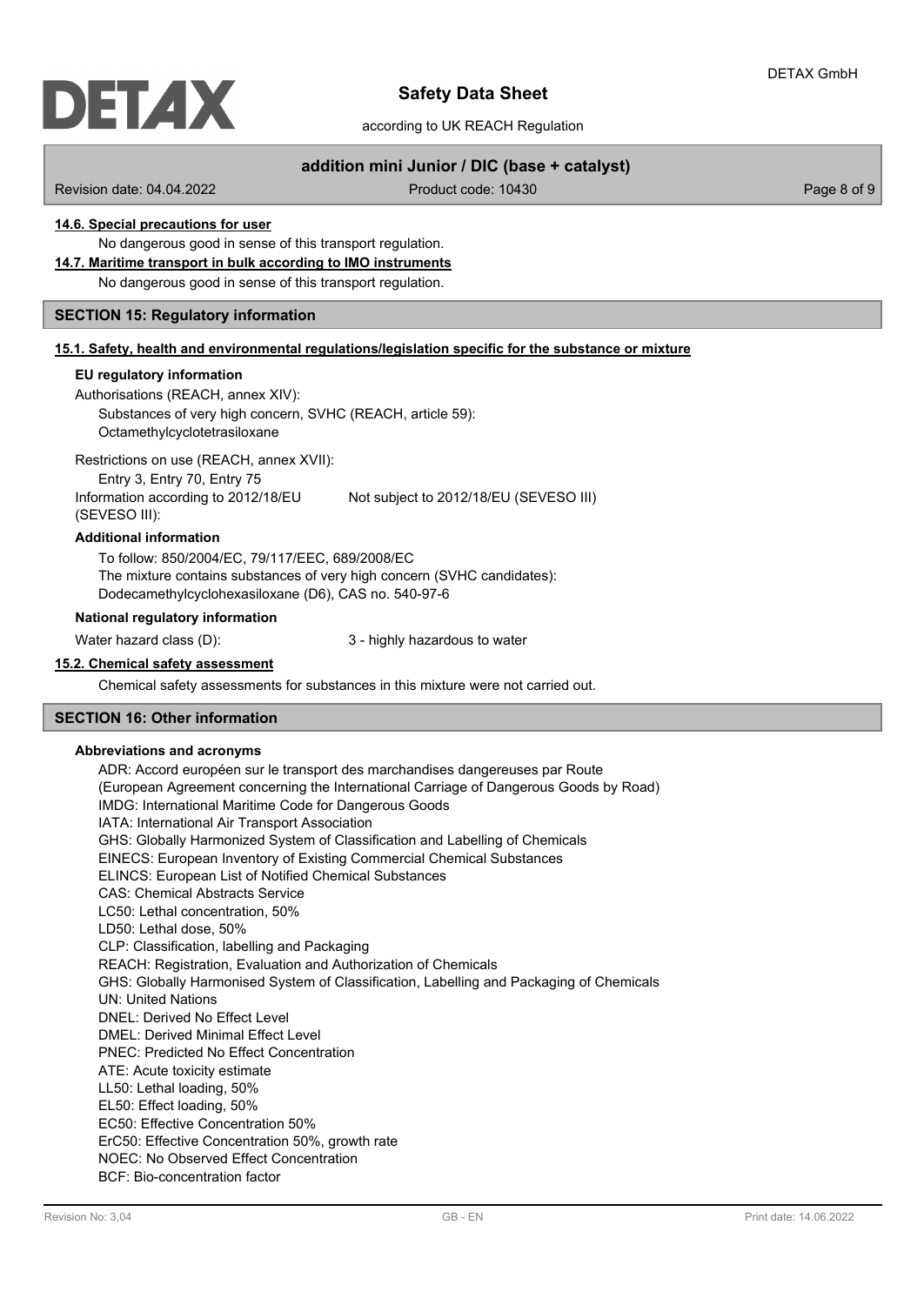#### 14.6. Special precautions for user

No dangerous good in sense of this transport regulation.

#### 14.7. Maritime transport in bulk according to IMO instruments

No dangerous good in sense of this transport regulation.

## SECTION 15: Regulatory information

#### 15.1. Safety, health and environmental regulations/legislation specific for the substance or mixture

**EU regulatory information**

Authorisations (REACH, annex XIV):

Substances of very high concern, SVHC (REACH, article 59):
Octamethylcyclotetrasiloxane

Restrictions on use (REACH, annex XVII):

Entry 3, Entry 70, Entry 75

Information according to 2012/18/EU (SEVESO III): Not subject to 2012/18/EU (SEVESO III)

**Additional information**

To follow: 850/2004/EC, 79/117/EEC, 689/2008/EC
The mixture contains substances of very high concern (SVHC candidates):
Dodecamethylcyclohexasiloxane (D6), CAS no. 540-97-6

**National regulatory information**

Water hazard class (D): 3 - highly hazardous to water

#### 15.2. Chemical safety assessment

Chemical safety assessments for substances in this mixture were not carried out.

## SECTION 16: Other information

**Abbreviations and acronyms**

ADR: Accord européen sur le transport des marchandises dangereuses par Route
(European Agreement concerning the International Carriage of Dangerous Goods by Road)
IMDG: International Maritime Code for Dangerous Goods
IATA: International Air Transport Association
GHS: Globally Harmonized System of Classification and Labelling of Chemicals
EINECS: European Inventory of Existing Commercial Chemical Substances
ELINCS: European List of Notified Chemical Substances
CAS: Chemical Abstracts Service
LC50: Lethal concentration, 50%
LD50: Lethal dose, 50%
CLP: Classification, labelling and Packaging
REACH: Registration, Evaluation and Authorization of Chemicals
GHS: Globally Harmonised System of Classification, Labelling and Packaging of Chemicals
UN: United Nations
DNEL: Derived No Effect Level
DMEL: Derived Minimal Effect Level
PNEC: Predicted No Effect Concentration
ATE: Acute toxicity estimate
LL50: Lethal loading, 50%
EL50: Effect loading, 50%
EC50: Effective Concentration 50%
ErC50: Effective Concentration 50%, growth rate
NOEC: No Observed Effect Concentration
BCF: Bio-concentration factor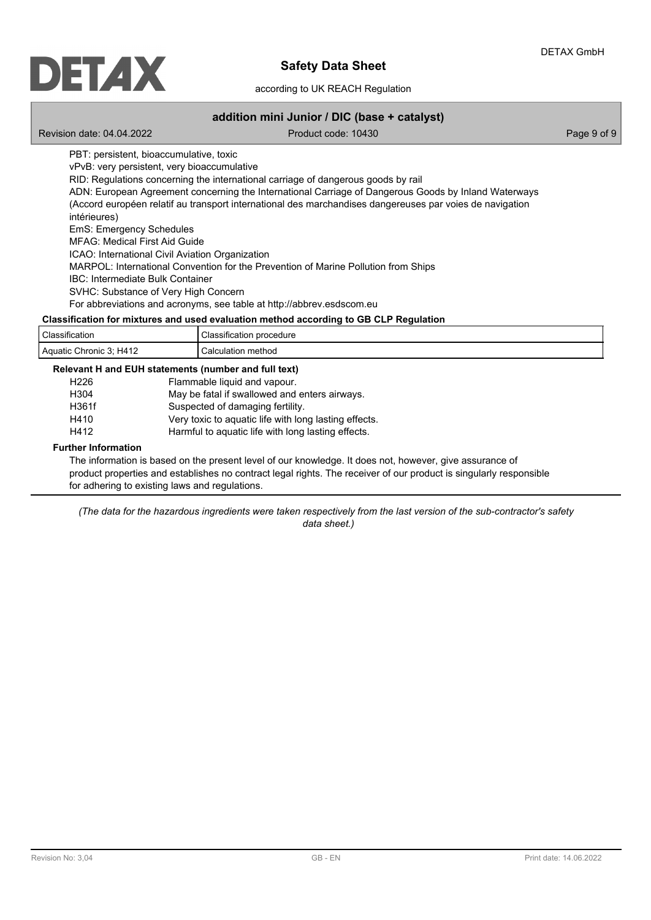PBT: persistent, bioaccumulative, toxic
vPvB: very persistent, very bioaccumulative
RID: Regulations concerning the international carriage of dangerous goods by rail
ADN: European Agreement concerning the International Carriage of Dangerous Goods by Inland Waterways (Accord européen relatif au transport international des marchandises dangereuses par voies de navigation intérieures)
EmS: Emergency Schedules
MFAG: Medical First Aid Guide
ICAO: International Civil Aviation Organization
MARPOL: International Convention for the Prevention of Marine Pollution from Ships
IBC: Intermediate Bulk Container
SVHC: Substance of Very High Concern
For abbreviations and acronyms, see table at http://abbrev.esdscom.eu

**Classification for mixtures and used evaluation method according to GB CLP Regulation**

| Classification | Classification procedure |
|---|---|
| Aquatic Chronic 3; H412 | Calculation method |

**Relevant H and EUH statements (number and full text)**

| | |
|---|---|
| H226 | Flammable liquid and vapour. |
| H304 | May be fatal if swallowed and enters airways. |
| H361f | Suspected of damaging fertility. |
| H410 | Very toxic to aquatic life with long lasting effects. |
| H412 | Harmful to aquatic life with long lasting effects. |

**Further Information**

The information is based on the present level of our knowledge. It does not, however, give assurance of product properties and establishes no contract legal rights. The receiver of our product is singularly responsible for adhering to existing laws and regulations.

*(The data for the hazardous ingredients were taken respectively from the last version of the sub-contractor's safety data sheet.)*